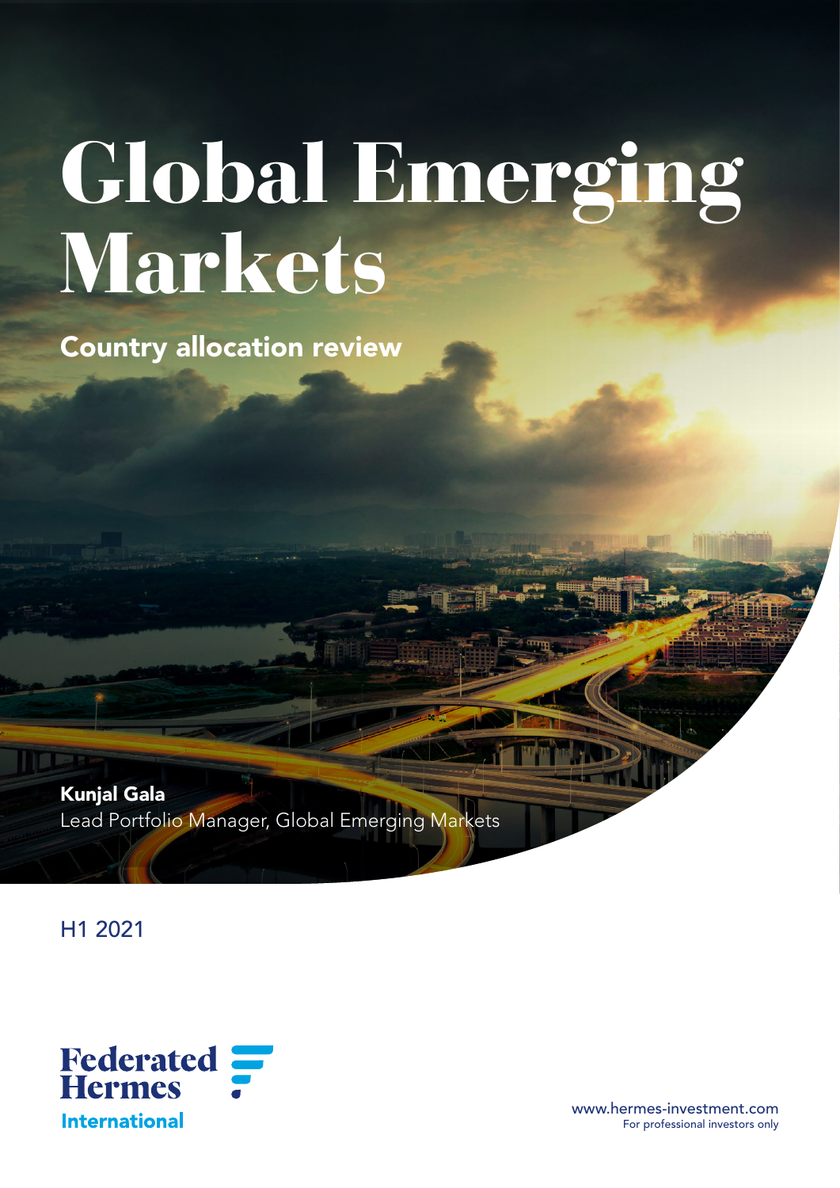# Global Emerging Markets

## Country allocation review

**Kunjal Gala**
Lead Portfolio Manager, Global Emerging Markets

H1 2021

Federated Hermes
International

www.hermes-investment.com
For professional investors only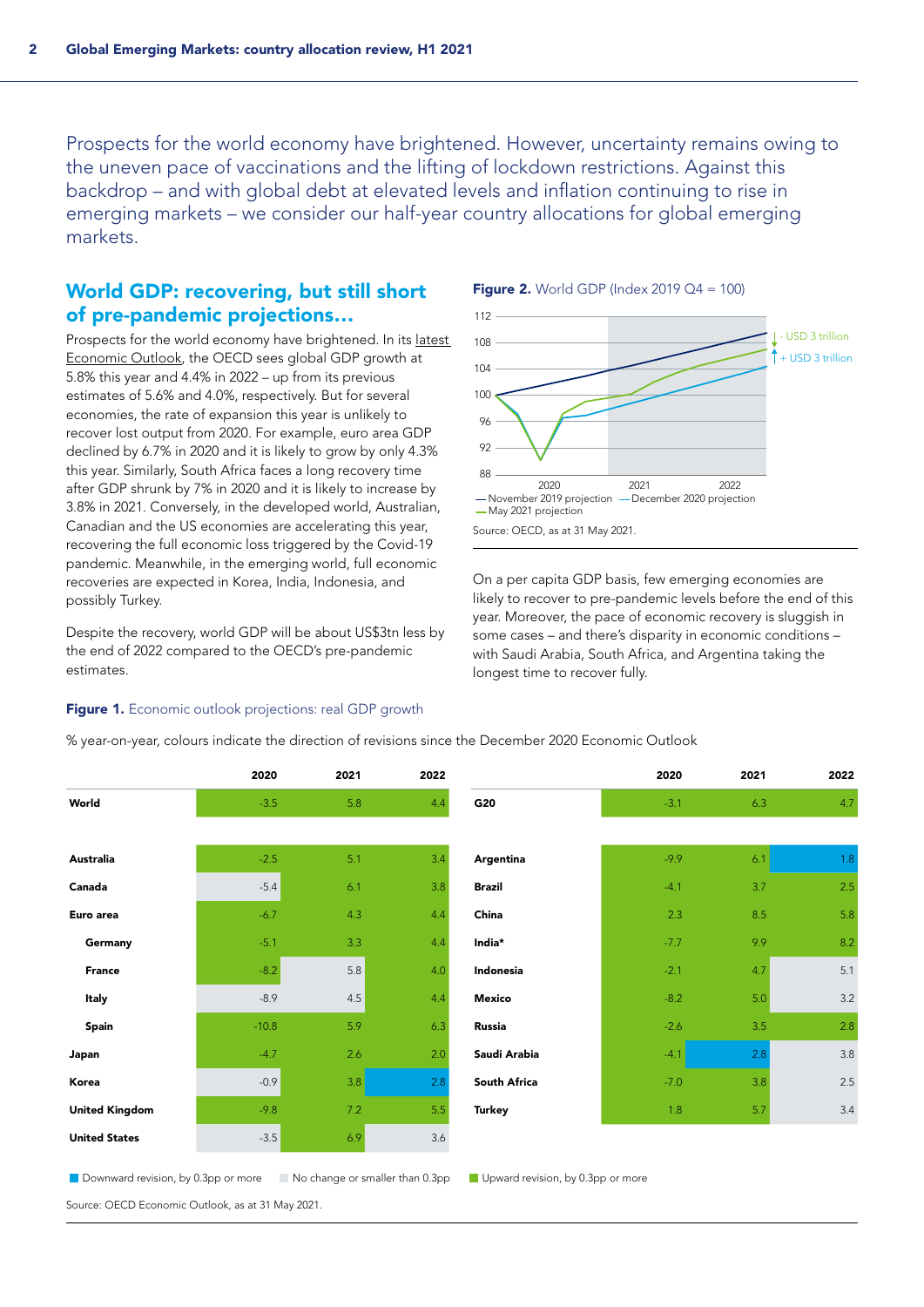Prospects for the world economy have brightened. However, uncertainty remains owing to the uneven pace of vaccinations and the lifting of lockdown restrictions. Against this backdrop – and with global debt at elevated levels and inflation continuing to rise in emerging markets – we consider our half-year country allocations for global emerging markets.

## World GDP: recovering, but still short of pre-pandemic projections…

Prospects for the world economy have brightened. In its latest Economic Outlook, the OECD sees global GDP growth at 5.8% this year and 4.4% in 2022 – up from its previous estimates of 5.6% and 4.0%, respectively. But for several economies, the rate of expansion this year is unlikely to recover lost output from 2020. For example, euro area GDP declined by 6.7% in 2020 and it is likely to grow by only 4.3% this year. Similarly, South Africa faces a long recovery time after GDP shrunk by 7% in 2020 and it is likely to increase by 3.8% in 2021. Conversely, in the developed world, Australian, Canadian and the US economies are accelerating this year, recovering the full economic loss triggered by the Covid-19 pandemic. Meanwhile, in the emerging world, full economic recoveries are expected in Korea, India, Indonesia, and possibly Turkey.

Despite the recovery, world GDP will be about US$3tn less by the end of 2022 compared to the OECD's pre-pandemic estimates.

**Figure 2.** World GDP (Index 2019 Q4 = 100)

Source: OECD, as at 31 May 2021.

On a per capita GDP basis, few emerging economies are likely to recover to pre-pandemic levels before the end of this year. Moreover, the pace of economic recovery is sluggish in some cases – and there's disparity in economic conditions – with Saudi Arabia, South Africa, and Argentina taking the longest time to recover fully.

**Figure 1.** Economic outlook projections: real GDP growth

% year-on-year, colours indicate the direction of revisions since the December 2020 Economic Outlook

| | 2020 | 2021 | 2022 |
|---|---|---|---|
| **World** | -3.5 | 5.8 | 4.4 |
| **Australia** | -2.5 | 5.1 | 3.4 |
| **Canada** | -5.4 | 6.1 | 3.8 |
| **Euro area** | -6.7 | 4.3 | 4.4 |
| **Germany** | -5.1 | 3.3 | 4.4 |
| **France** | -8.2 | 5.8 | 4.0 |
| **Italy** | -8.9 | 4.5 | 4.4 |
| **Spain** | -10.8 | 5.9 | 6.3 |
| **Japan** | -4.7 | 2.6 | 2.0 |
| **Korea** | -0.9 | 3.8 | 2.8 |
| **United Kingdom** | -9.8 | 7.2 | 5.5 |
| **United States** | -3.5 | 6.9 | 3.6 |

| | 2020 | 2021 | 2022 |
|---|---|---|---|
| **G20** | -3.1 | 6.3 | 4.7 |
| **Argentina** | -9.9 | 6.1 | 1.8 |
| **Brazil** | -4.1 | 3.7 | 2.5 |
| **China** | 2.3 | 8.5 | 5.8 |
| **India*** | -7.7 | 9.9 | 8.2 |
| **Indonesia** | -2.1 | 4.7 | 5.1 |
| **Mexico** | -8.2 | 5.0 | 3.2 |
| **Russia** | -2.6 | 3.5 | 2.8 |
| **Saudi Arabia** | -4.1 | 2.8 | 3.8 |
| **South Africa** | -7.0 | 3.8 | 2.5 |
| **Turkey** | 1.8 | 5.7 | 3.4 |

Downward revision, by 0.3pp or more | No change or smaller than 0.3pp | Upward revision, by 0.3pp or more

Source: OECD Economic Outlook, as at 31 May 2021.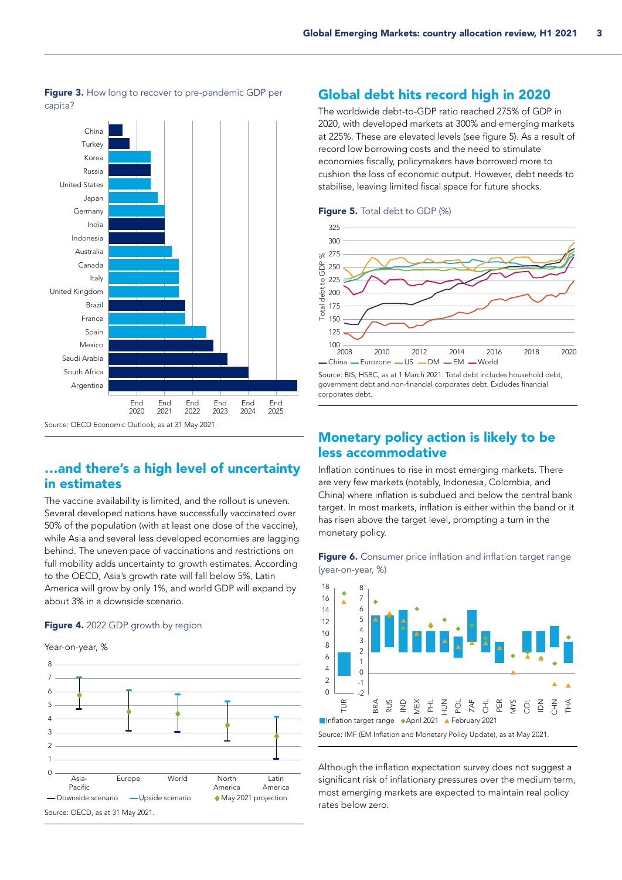**Figure 3.** How long to recover to pre-pandemic GDP per capita?

Source: OECD Economic Outlook, as at 31 May 2021.

## ...and there's a high level of uncertainty in estimates

The vaccine availability is limited, and the rollout is uneven. Several developed nations have successfully vaccinated over 50% of the population (with at least one dose of the vaccine), while Asia and several less developed economies are lagging behind. The uneven pace of vaccinations and restrictions on full mobility adds uncertainty to growth estimates. According to the OECD, Asia's growth rate will fall below 5%, Latin America will grow by only 1%, and world GDP will expand by about 3% in a downside scenario.

**Figure 4.** 2022 GDP growth by region

Source: OECD, as at 31 May 2021.

## Global debt hits record high in 2020

The worldwide debt-to-GDP ratio reached 275% of GDP in 2020, with developed markets at 300% and emerging markets at 225%. These are elevated levels (see figure 5). As a result of record low borrowing costs and the need to stimulate economies fiscally, policymakers have borrowed more to cushion the loss of economic output. However, debt needs to stabilise, leaving limited fiscal space for future shocks.

**Figure 5.** Total debt to GDP (%)

Source: BIS, HSBC, as at 1 March 2021. Total debt includes household debt, government debt and non-financial corporates debt. Excludes financial corporates debt.

## Monetary policy action is likely to be less accommodative

Inflation continues to rise in most emerging markets. There are very few markets (notably, Indonesia, Colombia, and China) where inflation is subdued and below the central bank target. In most markets, inflation is either within the band or it has risen above the target level, prompting a turn in the monetary policy.

**Figure 6.** Consumer price inflation and inflation target range (year-on-year, %)

Source: IMF (EM Inflation and Monetary Policy Update), as at May 2021.

Although the inflation expectation survey does not suggest a significant risk of inflationary pressures over the medium term, most emerging markets are expected to maintain real policy rates below zero.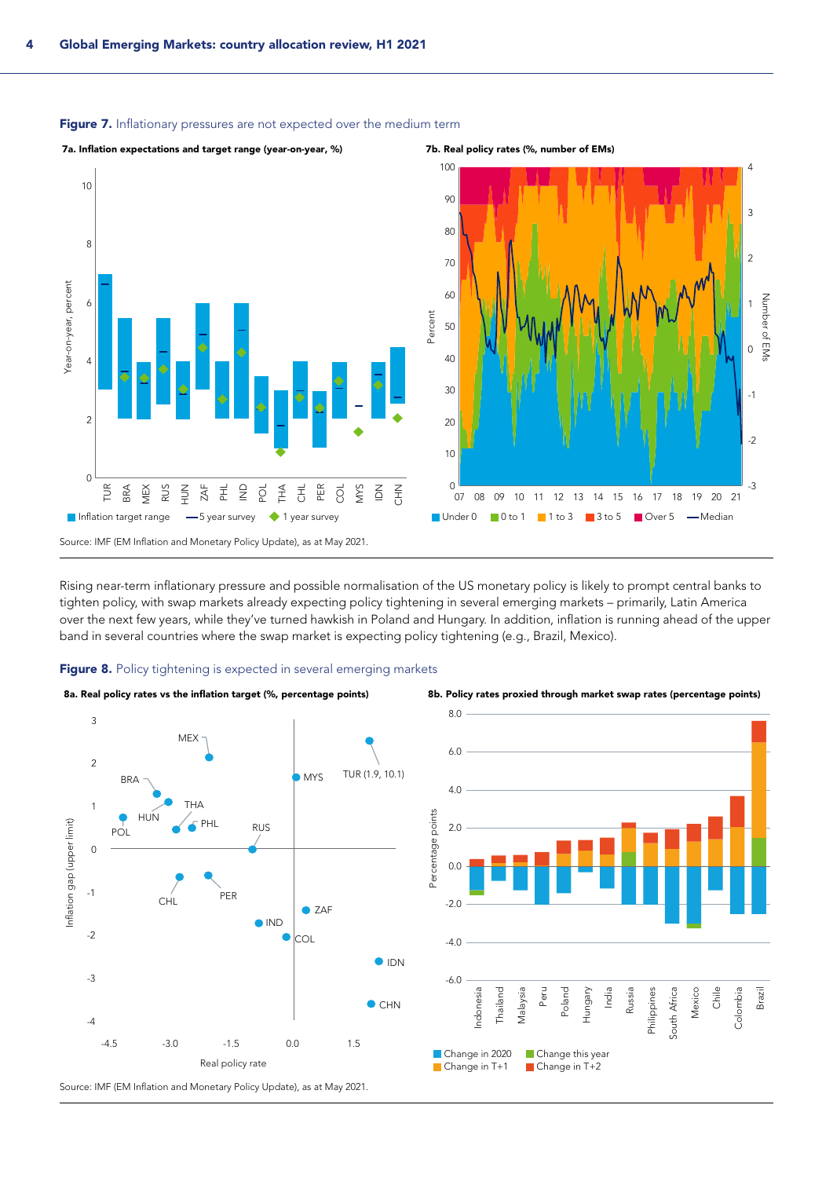**Figure 7.** Inflationary pressures are not expected over the medium term

**7a. Inflation expectations and target range (year-on-year, %)**

**7b. Real policy rates (%, number of EMs)**

Source: IMF (EM Inflation and Monetary Policy Update), as at May 2021.

Rising near-term inflationary pressure and possible normalisation of the US monetary policy is likely to prompt central banks to tighten policy, with swap markets already expecting policy tightening in several emerging markets – primarily, Latin America over the next few years, while they've turned hawkish in Poland and Hungary. In addition, inflation is running ahead of the upper band in several countries where the swap market is expecting policy tightening (e.g., Brazil, Mexico).

**Figure 8.** Policy tightening is expected in several emerging markets

**8a. Real policy rates vs the inflation target (%, percentage points)**

**8b. Policy rates proxied through market swap rates (percentage points)**

Source: IMF (EM Inflation and Monetary Policy Update), as at May 2021.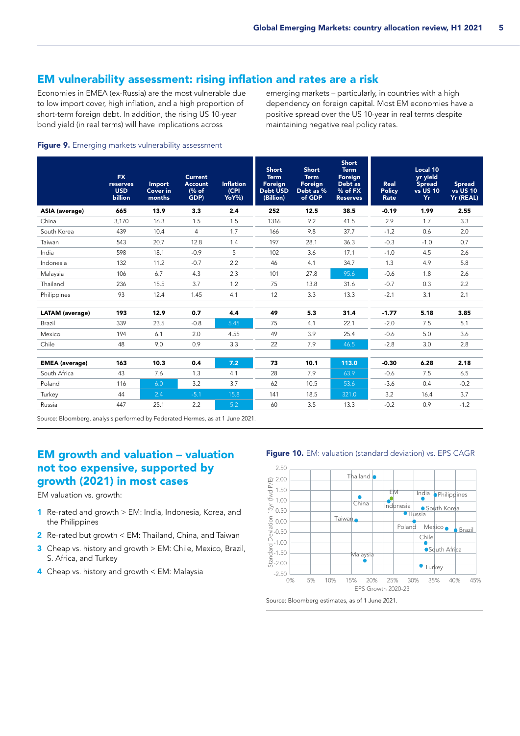## EM vulnerability assessment: rising inflation and rates are a risk

Economies in EMEA (ex-Russia) are the most vulnerable due to low import cover, high inflation, and a high proportion of short-term foreign debt. In addition, the rising US 10-year bond yield (in real terms) will have implications across emerging markets – particularly, in countries with a high dependency on foreign capital. Most EM economies have a positive spread over the US 10-year in real terms despite maintaining negative real policy rates.

**Figure 9.** Emerging markets vulnerability assessment

| | FX reserves USD billion | Import Cover in months | Current Account (% of GDP) | Inflation (CPI YoY%) | Short Term Foreign Debt USD (Billion) | Short Term Foreign Debt as % of GDP | Short Term Foreign Debt as % of FX Reserves | Real Policy Rate | Local 10 yr yield Spread vs US 10 Yr | Spread vs US 10 Yr (REAL) |
|---|---|---|---|---|---|---|---|---|---|---|
| **ASIA (average)** | **665** | **13.9** | **3.3** | **2.4** | **252** | **12.5** | **38.5** | **-0.19** | **1.99** | **2.55** |
| China | 3,170 | 16.3 | 1.5 | 1.5 | 1316 | 9.2 | 41.5 | 2.9 | 1.7 | 3.3 |
| South Korea | 439 | 10.4 | 4 | 1.7 | 166 | 9.8 | 37.7 | -1.2 | 0.6 | 2.0 |
| Taiwan | 543 | 20.7 | 12.8 | 1.4 | 197 | 28.1 | 36.3 | -0.3 | -1.0 | 0.7 |
| India | 598 | 18.1 | -0.9 | 5 | 102 | 3.6 | 17.1 | -1.0 | 4.5 | 2.6 |
| Indonesia | 132 | 11.2 | -0.7 | 2.2 | 46 | 4.1 | 34.7 | 1.3 | 4.9 | 5.8 |
| Malaysia | 106 | 6.7 | 4.3 | 2.3 | 101 | 27.8 | 95.6 | -0.6 | 1.8 | 2.6 |
| Thailand | 236 | 15.5 | 3.7 | 1.2 | 75 | 13.8 | 31.6 | -0.7 | 0.3 | 2.2 |
| Philippines | 93 | 12.4 | 1.45 | 4.1 | 12 | 3.3 | 13.3 | -2.1 | 3.1 | 2.1 |
| **LATAM (average)** | **193** | **12.9** | **0.7** | **4.4** | **49** | **5.3** | **31.4** | **-1.77** | **5.18** | **3.85** |
| Brazil | 339 | 23.5 | -0.8 | 5.45 | 75 | 4.1 | 22.1 | -2.0 | 7.5 | 5.1 |
| Mexico | 194 | 6.1 | 2.0 | 4.55 | 49 | 3.9 | 25.4 | -0.6 | 5.0 | 3.6 |
| Chile | 48 | 9.0 | 0.9 | 3.3 | 22 | 7.9 | 46.5 | -2.8 | 3.0 | 2.8 |
| **EMEA (average)** | **163** | **10.3** | **0.4** | **7.2** | **73** | **10.1** | **113.0** | **-0.30** | **6.28** | **2.18** |
| South Africa | 43 | 7.6 | 1.3 | 4.1 | 28 | 7.9 | 63.9 | -0.6 | 7.5 | 6.5 |
| Poland | 116 | 6.0 | 3.2 | 3.7 | 62 | 10.5 | 53.6 | -3.6 | 0.4 | -0.2 |
| Turkey | 44 | 2.4 | -5.1 | 15.8 | 141 | 18.5 | 321.0 | 3.2 | 16.4 | 3.7 |
| Russia | 447 | 25.1 | 2.2 | 5.2 | 60 | 3.5 | 13.3 | -0.2 | 0.9 | -1.2 |

Source: Bloomberg, analysis performed by Federated Hermes, as at 1 June 2021.

## EM growth and valuation – valuation not too expensive, supported by growth (2021) in most cases

EM valuation vs. growth:

1. Re-rated and growth > EM: India, Indonesia, Korea, and the Philippines
2. Re-rated but growth < EM: Thailand, China, and Taiwan
3. Cheap vs. history and growth > EM: Chile, Mexico, Brazil, S. Africa, and Turkey
4. Cheap vs. history and growth < EM: Malaysia

**Figure 10.** EM: valuation (standard deviation) vs. EPS CAGR

Source: Bloomberg estimates, as of 1 June 2021.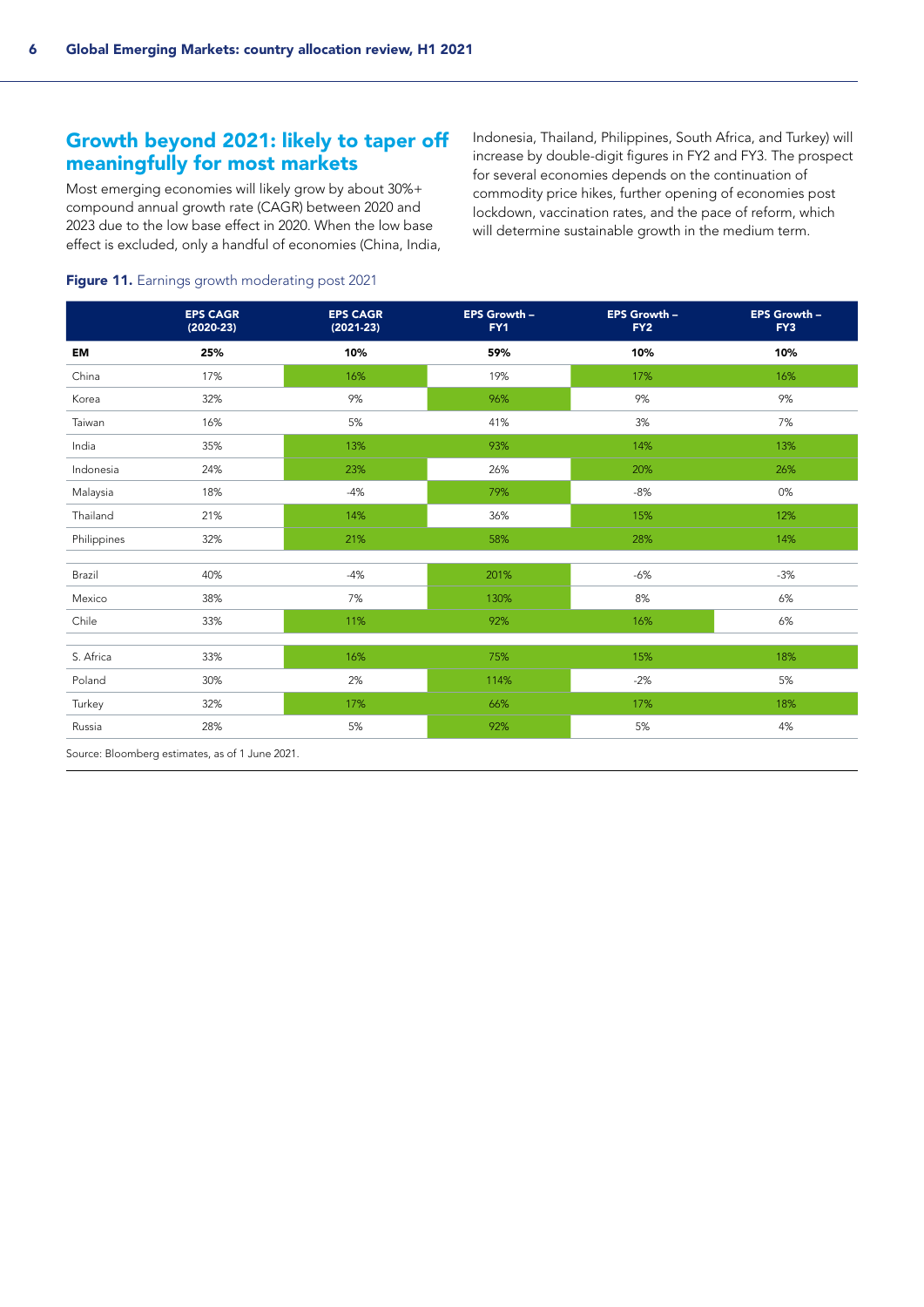## Growth beyond 2021: likely to taper off meaningfully for most markets

Most emerging economies will likely grow by about 30%+ compound annual growth rate (CAGR) between 2020 and 2023 due to the low base effect in 2020. When the low base effect is excluded, only a handful of economies (China, India, Indonesia, Thailand, Philippines, South Africa, and Turkey) will increase by double-digit figures in FY2 and FY3. The prospect for several economies depends on the continuation of commodity price hikes, further opening of economies post lockdown, vaccination rates, and the pace of reform, which will determine sustainable growth in the medium term.

**Figure 11.** Earnings growth moderating post 2021

| | EPS CAGR (2020-23) | EPS CAGR (2021-23) | EPS Growth – FY1 | EPS Growth – FY2 | EPS Growth – FY3 |
|---|---|---|---|---|---|
| **EM** | **25%** | **10%** | **59%** | **10%** | **10%** |
| China | 17% | 16% | 19% | 17% | 16% |
| Korea | 32% | 9% | 96% | 9% | 9% |
| Taiwan | 16% | 5% | 41% | 3% | 7% |
| India | 35% | 13% | 93% | 14% | 13% |
| Indonesia | 24% | 23% | 26% | 20% | 26% |
| Malaysia | 18% | -4% | 79% | -8% | 0% |
| Thailand | 21% | 14% | 36% | 15% | 12% |
| Philippines | 32% | 21% | 58% | 28% | 14% |
| Brazil | 40% | -4% | 201% | -6% | -3% |
| Mexico | 38% | 7% | 130% | 8% | 6% |
| Chile | 33% | 11% | 92% | 16% | 6% |
| S. Africa | 33% | 16% | 75% | 15% | 18% |
| Poland | 30% | 2% | 114% | -2% | 5% |
| Turkey | 32% | 17% | 66% | 17% | 18% |
| Russia | 28% | 5% | 92% | 5% | 4% |

Source: Bloomberg estimates, as of 1 June 2021.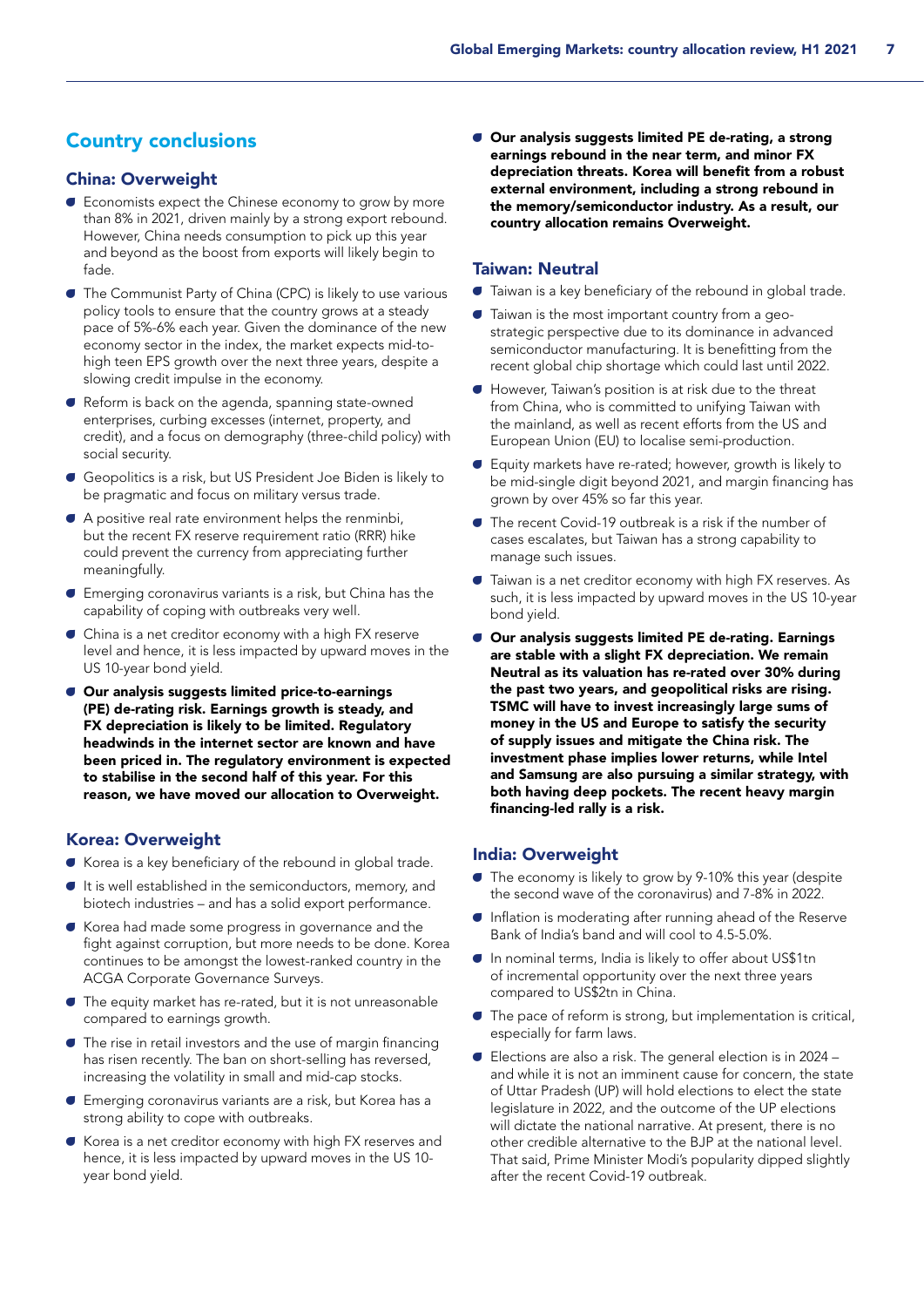## Country conclusions

### China: Overweight

- Economists expect the Chinese economy to grow by more than 8% in 2021, driven mainly by a strong export rebound. However, China needs consumption to pick up this year and beyond as the boost from exports will likely begin to fade.
- The Communist Party of China (CPC) is likely to use various policy tools to ensure that the country grows at a steady pace of 5%-6% each year. Given the dominance of the new economy sector in the index, the market expects mid-to-high teen EPS growth over the next three years, despite a slowing credit impulse in the economy.
- Reform is back on the agenda, spanning state-owned enterprises, curbing excesses (internet, property, and credit), and a focus on demography (three-child policy) with social security.
- Geopolitics is a risk, but US President Joe Biden is likely to be pragmatic and focus on military versus trade.
- A positive real rate environment helps the renminbi, but the recent FX reserve requirement ratio (RRR) hike could prevent the currency from appreciating further meaningfully.
- Emerging coronavirus variants is a risk, but China has the capability of coping with outbreaks very well.
- China is a net creditor economy with a high FX reserve level and hence, it is less impacted by upward moves in the US 10-year bond yield.
- **Our analysis suggests limited price-to-earnings (PE) de-rating risk. Earnings growth is steady, and FX depreciation is likely to be limited. Regulatory headwinds in the internet sector are known and have been priced in. The regulatory environment is expected to stabilise in the second half of this year. For this reason, we have moved our allocation to Overweight.**

### Korea: Overweight

- Korea is a key beneficiary of the rebound in global trade.
- It is well established in the semiconductors, memory, and biotech industries – and has a solid export performance.
- Korea had made some progress in governance and the fight against corruption, but more needs to be done. Korea continues to be amongst the lowest-ranked country in the ACGA Corporate Governance Surveys.
- The equity market has re-rated, but it is not unreasonable compared to earnings growth.
- The rise in retail investors and the use of margin financing has risen recently. The ban on short-selling has reversed, increasing the volatility in small and mid-cap stocks.
- Emerging coronavirus variants are a risk, but Korea has a strong ability to cope with outbreaks.
- Korea is a net creditor economy with high FX reserves and hence, it is less impacted by upward moves in the US 10-year bond yield.
- **Our analysis suggests limited PE de-rating, a strong earnings rebound in the near term, and minor FX depreciation threats. Korea will benefit from a robust external environment, including a strong rebound in the memory/semiconductor industry. As a result, our country allocation remains Overweight.**

### Taiwan: Neutral

- Taiwan is a key beneficiary of the rebound in global trade.
- Taiwan is the most important country from a geo-strategic perspective due to its dominance in advanced semiconductor manufacturing. It is benefitting from the recent global chip shortage which could last until 2022.
- However, Taiwan's position is at risk due to the threat from China, who is committed to unifying Taiwan with the mainland, as well as recent efforts from the US and European Union (EU) to localise semi-production.
- Equity markets have re-rated; however, growth is likely to be mid-single digit beyond 2021, and margin financing has grown by over 45% so far this year.
- The recent Covid-19 outbreak is a risk if the number of cases escalates, but Taiwan has a strong capability to manage such issues.
- Taiwan is a net creditor economy with high FX reserves. As such, it is less impacted by upward moves in the US 10-year bond yield.
- **Our analysis suggests limited PE de-rating. Earnings are stable with a slight FX depreciation. We remain Neutral as its valuation has re-rated over 30% during the past two years, and geopolitical risks are rising. TSMC will have to invest increasingly large sums of money in the US and Europe to satisfy the security of supply issues and mitigate the China risk. The investment phase implies lower returns, while Intel and Samsung are also pursuing a similar strategy, with both having deep pockets. The recent heavy margin financing-led rally is a risk.**

### India: Overweight

- The economy is likely to grow by 9-10% this year (despite the second wave of the coronavirus) and 7-8% in 2022.
- Inflation is moderating after running ahead of the Reserve Bank of India's band and will cool to 4.5-5.0%.
- In nominal terms, India is likely to offer about US$1tn of incremental opportunity over the next three years compared to US$2tn in China.
- The pace of reform is strong, but implementation is critical, especially for farm laws.
- Elections are also a risk. The general election is in 2024 – and while it is not an imminent cause for concern, the state of Uttar Pradesh (UP) will hold elections to elect the state legislature in 2022, and the outcome of the UP elections will dictate the national narrative. At present, there is no other credible alternative to the BJP at the national level. That said, Prime Minister Modi's popularity dipped slightly after the recent Covid-19 outbreak.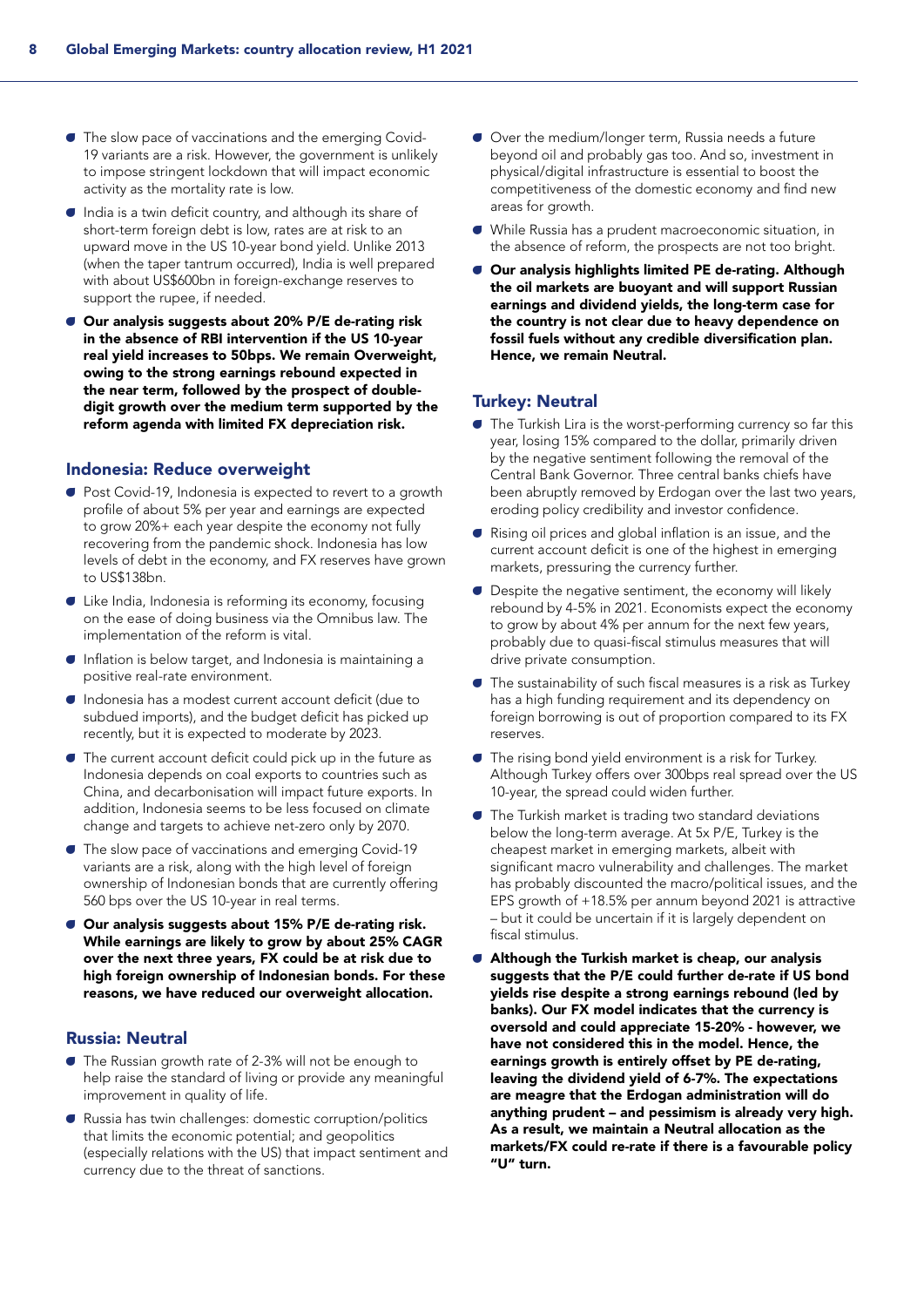- The slow pace of vaccinations and the emerging Covid-19 variants are a risk. However, the government is unlikely to impose stringent lockdown that will impact economic activity as the mortality rate is low.
- India is a twin deficit country, and although its share of short-term foreign debt is low, rates are at risk to an upward move in the US 10-year bond yield. Unlike 2013 (when the taper tantrum occurred), India is well prepared with about US$600bn in foreign-exchange reserves to support the rupee, if needed.
- **Our analysis suggests about 20% P/E de-rating risk in the absence of RBI intervention if the US 10-year real yield increases to 50bps. We remain Overweight, owing to the strong earnings rebound expected in the near term, followed by the prospect of double-digit growth over the medium term supported by the reform agenda with limited FX depreciation risk.**

### Indonesia: Reduce overweight

- Post Covid-19, Indonesia is expected to revert to a growth profile of about 5% per year and earnings are expected to grow 20%+ each year despite the economy not fully recovering from the pandemic shock. Indonesia has low levels of debt in the economy, and FX reserves have grown to US$138bn.
- Like India, Indonesia is reforming its economy, focusing on the ease of doing business via the Omnibus law. The implementation of the reform is vital.
- Inflation is below target, and Indonesia is maintaining a positive real-rate environment.
- Indonesia has a modest current account deficit (due to subdued imports), and the budget deficit has picked up recently, but it is expected to moderate by 2023.
- The current account deficit could pick up in the future as Indonesia depends on coal exports to countries such as China, and decarbonisation will impact future exports. In addition, Indonesia seems to be less focused on climate change and targets to achieve net-zero only by 2070.
- The slow pace of vaccinations and emerging Covid-19 variants are a risk, along with the high level of foreign ownership of Indonesian bonds that are currently offering 560 bps over the US 10-year in real terms.
- **Our analysis suggests about 15% P/E de-rating risk. While earnings are likely to grow by about 25% CAGR over the next three years, FX could be at risk due to high foreign ownership of Indonesian bonds. For these reasons, we have reduced our overweight allocation.**

### Russia: Neutral

- The Russian growth rate of 2-3% will not be enough to help raise the standard of living or provide any meaningful improvement in quality of life.
- Russia has twin challenges: domestic corruption/politics that limits the economic potential; and geopolitics (especially relations with the US) that impact sentiment and currency due to the threat of sanctions.
- Over the medium/longer term, Russia needs a future beyond oil and probably gas too. And so, investment in physical/digital infrastructure is essential to boost the competitiveness of the domestic economy and find new areas for growth.
- While Russia has a prudent macroeconomic situation, in the absence of reform, the prospects are not too bright.
- **Our analysis highlights limited PE de-rating. Although the oil markets are buoyant and will support Russian earnings and dividend yields, the long-term case for the country is not clear due to heavy dependence on fossil fuels without any credible diversification plan. Hence, we remain Neutral.**

### Turkey: Neutral

- The Turkish Lira is the worst-performing currency so far this year, losing 15% compared to the dollar, primarily driven by the negative sentiment following the removal of the Central Bank Governor. Three central banks chiefs have been abruptly removed by Erdogan over the last two years, eroding policy credibility and investor confidence.
- Rising oil prices and global inflation is an issue, and the current account deficit is one of the highest in emerging markets, pressuring the currency further.
- Despite the negative sentiment, the economy will likely rebound by 4-5% in 2021. Economists expect the economy to grow by about 4% per annum for the next few years, probably due to quasi-fiscal stimulus measures that will drive private consumption.
- The sustainability of such fiscal measures is a risk as Turkey has a high funding requirement and its dependency on foreign borrowing is out of proportion compared to its FX reserves.
- The rising bond yield environment is a risk for Turkey. Although Turkey offers over 300bps real spread over the US 10-year, the spread could widen further.
- The Turkish market is trading two standard deviations below the long-term average. At 5x P/E, Turkey is the cheapest market in emerging markets, albeit with significant macro vulnerability and challenges. The market has probably discounted the macro/political issues, and the EPS growth of +18.5% per annum beyond 2021 is attractive – but it could be uncertain if it is largely dependent on fiscal stimulus.
- **Although the Turkish market is cheap, our analysis suggests that the P/E could further de-rate if US bond yields rise despite a strong earnings rebound (led by banks). Our FX model indicates that the currency is oversold and could appreciate 15-20% - however, we have not considered this in the model. Hence, the earnings growth is entirely offset by PE de-rating, leaving the dividend yield of 6-7%. The expectations are meagre that the Erdogan administration will do anything prudent – and pessimism is already very high. As a result, we maintain a Neutral allocation as the markets/FX could re-rate if there is a favourable policy "U" turn.**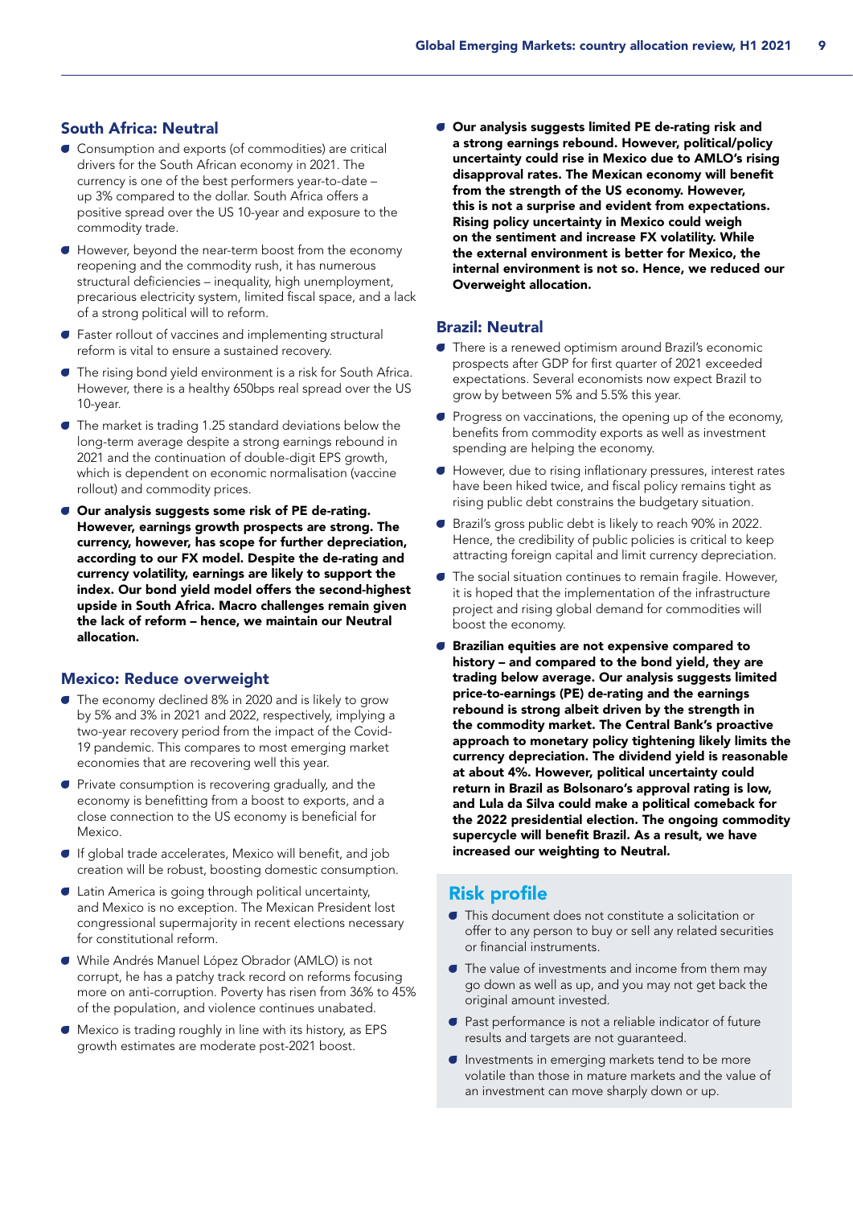## South Africa: Neutral

- Consumption and exports (of commodities) are critical drivers for the South African economy in 2021. The currency is one of the best performers year-to-date – up 3% compared to the dollar. South Africa offers a positive spread over the US 10-year and exposure to the commodity trade.
- However, beyond the near-term boost from the economy reopening and the commodity rush, it has numerous structural deficiencies – inequality, high unemployment, precarious electricity system, limited fiscal space, and a lack of a strong political will to reform.
- Faster rollout of vaccines and implementing structural reform is vital to ensure a sustained recovery.
- The rising bond yield environment is a risk for South Africa. However, there is a healthy 650bps real spread over the US 10-year.
- The market is trading 1.25 standard deviations below the long-term average despite a strong earnings rebound in 2021 and the continuation of double-digit EPS growth, which is dependent on economic normalisation (vaccine rollout) and commodity prices.
- **Our analysis suggests some risk of PE de-rating. However, earnings growth prospects are strong. The currency, however, has scope for further depreciation, according to our FX model. Despite the de-rating and currency volatility, earnings are likely to support the index. Our bond yield model offers the second-highest upside in South Africa. Macro challenges remain given the lack of reform – hence, we maintain our Neutral allocation.**

## Mexico: Reduce overweight

- The economy declined 8% in 2020 and is likely to grow by 5% and 3% in 2021 and 2022, respectively, implying a two-year recovery period from the impact of the Covid-19 pandemic. This compares to most emerging market economies that are recovering well this year.
- Private consumption is recovering gradually, and the economy is benefitting from a boost to exports, and a close connection to the US economy is beneficial for Mexico.
- If global trade accelerates, Mexico will benefit, and job creation will be robust, boosting domestic consumption.
- Latin America is going through political uncertainty, and Mexico is no exception. The Mexican President lost congressional supermajority in recent elections necessary for constitutional reform.
- While Andrés Manuel López Obrador (AMLO) is not corrupt, he has a patchy track record on reforms focusing more on anti-corruption. Poverty has risen from 36% to 45% of the population, and violence continues unabated.
- Mexico is trading roughly in line with its history, as EPS growth estimates are moderate post-2021 boost.
- **Our analysis suggests limited PE de-rating risk and a strong earnings rebound. However, political/policy uncertainty could rise in Mexico due to AMLO's rising disapproval rates. The Mexican economy will benefit from the strength of the US economy. However, this is not a surprise and evident from expectations. Rising policy uncertainty in Mexico could weigh on the sentiment and increase FX volatility. While the external environment is better for Mexico, the internal environment is not so. Hence, we reduced our Overweight allocation.**

## Brazil: Neutral

- There is a renewed optimism around Brazil's economic prospects after GDP for first quarter of 2021 exceeded expectations. Several economists now expect Brazil to grow by between 5% and 5.5% this year.
- Progress on vaccinations, the opening up of the economy, benefits from commodity exports as well as investment spending are helping the economy.
- However, due to rising inflationary pressures, interest rates have been hiked twice, and fiscal policy remains tight as rising public debt constrains the budgetary situation.
- Brazil's gross public debt is likely to reach 90% in 2022. Hence, the credibility of public policies is critical to keep attracting foreign capital and limit currency depreciation.
- The social situation continues to remain fragile. However, it is hoped that the implementation of the infrastructure project and rising global demand for commodities will boost the economy.
- **Brazilian equities are not expensive compared to history – and compared to the bond yield, they are trading below average. Our analysis suggests limited price-to-earnings (PE) de-rating and the earnings rebound is strong albeit driven by the strength in the commodity market. The Central Bank's proactive approach to monetary policy tightening likely limits the currency depreciation. The dividend yield is reasonable at about 4%. However, political uncertainty could return in Brazil as Bolsonaro's approval rating is low, and Lula da Silva could make a political comeback for the 2022 presidential election. The ongoing commodity supercycle will benefit Brazil. As a result, we have increased our weighting to Neutral.**

## Risk profile

- This document does not constitute a solicitation or offer to any person to buy or sell any related securities or financial instruments.
- The value of investments and income from them may go down as well as up, and you may not get back the original amount invested.
- Past performance is not a reliable indicator of future results and targets are not guaranteed.
- Investments in emerging markets tend to be more volatile than those in mature markets and the value of an investment can move sharply down or up.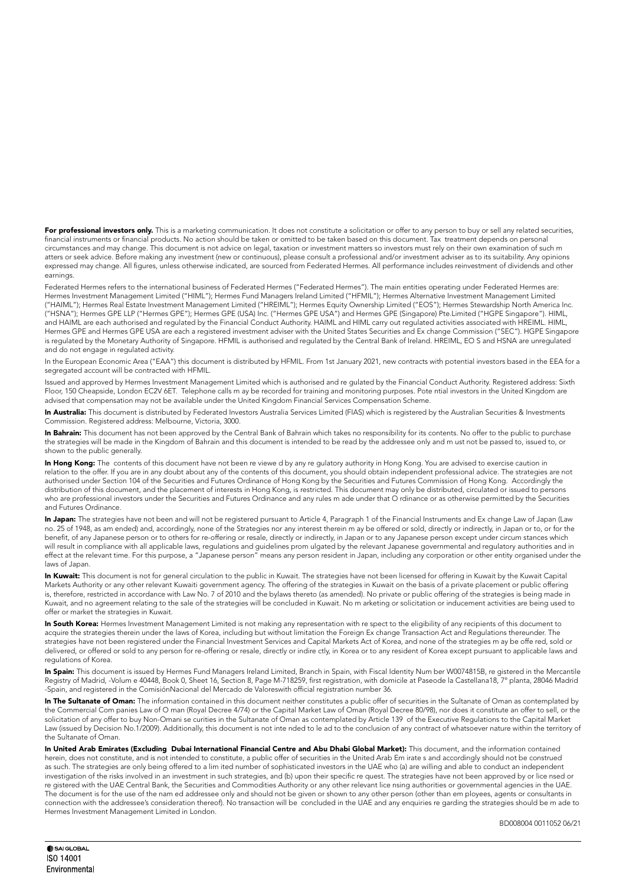**For professional investors only.** This is a marketing communication. It does not constitute a solicitation or offer to any person to buy or sell any related securities, financial instruments or financial products. No action should be taken or omitted to be taken based on this document. Tax treatment depends on personal circumstances and may change. This document is not advice on legal, taxation or investment matters so investors must rely on their own examination of such matters or seek advice. Before making any investment (new or continuous), please consult a professional and/or investment adviser as to its suitability. Any opinions expressed may change. All figures, unless otherwise indicated, are sourced from Federated Hermes. All performance includes reinvestment of dividends and other earnings.

Federated Hermes refers to the international business of Federated Hermes ("Federated Hermes"). The main entities operating under Federated Hermes are: Hermes Investment Management Limited ("HIML"); Hermes Fund Managers Ireland Limited ("HFMIL"); Hermes Alternative Investment Management Limited ("HAIML"); Hermes Real Estate Investment Management Limited ("HREIML"); Hermes Equity Ownership Limited ("EOS"); Hermes Stewardship North America Inc. ("HSNA"); Hermes GPE LLP ("Hermes GPE"); Hermes GPE (USA) Inc. ("Hermes GPE USA") and Hermes GPE (Singapore) Pte.Limited ("HGPE Singapore"). HIML, and HAIML are each authorised and regulated by the Financial Conduct Authority. HAIML and HIML carry out regulated activities associated with HREIML. HIML, Hermes GPE and Hermes GPE USA are each a registered investment adviser with the United States Securities and Exchange Commission ("SEC"). HGPE Singapore is regulated by the Monetary Authority of Singapore. HFMIL is authorised and regulated by the Central Bank of Ireland. HREIML, EOS and HSNA are unregulated and do not engage in regulated activity.

In the European Economic Area ("EAA") this document is distributed by HFMIL. From 1st January 2021, new contracts with potential investors based in the EEA for a segregated account will be contracted with HFMIL.

Issued and approved by Hermes Investment Management Limited which is authorised and regulated by the Financial Conduct Authority. Registered address: Sixth Floor, 150 Cheapside, London EC2V 6ET. Telephone calls may be recorded for training and monitoring purposes. Potential investors in the United Kingdom are advised that compensation may not be available under the United Kingdom Financial Services Compensation Scheme.

**In Australia:** This document is distributed by Federated Investors Australia Services Limited (FIAS) which is registered by the Australian Securities & Investments Commission. Registered address: Melbourne, Victoria, 3000.

**In Bahrain:** This document has not been approved by the Central Bank of Bahrain which takes no responsibility for its contents. No offer to the public to purchase the strategies will be made in the Kingdom of Bahrain and this document is intended to be read by the addressee only and must not be passed to, issued to, or shown to the public generally.

**In Hong Kong:** The contents of this document have not been reviewed by any regulatory authority in Hong Kong. You are advised to exercise caution in relation to the offer. If you are in any doubt about any of the contents of this document, you should obtain independent professional advice. The strategies are not authorised under Section 104 of the Securities and Futures Ordinance of Hong Kong by the Securities and Futures Commission of Hong Kong. Accordingly the distribution of this document, and the placement of interests in Hong Kong, is restricted. This document may only be distributed, circulated or issued to persons who are professional investors under the Securities and Futures Ordinance and any rules made under that Ordinance or as otherwise permitted by the Securities and Futures Ordinance.

**In Japan:** The strategies have not been and will not be registered pursuant to Article 4, Paragraph 1 of the Financial Instruments and Exchange Law of Japan (Law no. 25 of 1948, as amended) and, accordingly, none of the Strategies nor any interest therein may be offered or sold, directly or indirectly, in Japan or to, or for the benefit, of any Japanese person or to others for re-offering or resale, directly or indirectly, in Japan or to any Japanese person except under circumstances which will result in compliance with all applicable laws, regulations and guidelines promulgated by the relevant Japanese governmental and regulatory authorities and in effect at the relevant time. For this purpose, a "Japanese person" means any person resident in Japan, including any corporation or other entity organised under the laws of Japan.

**In Kuwait:** This document is not for general circulation to the public in Kuwait. The strategies have not been licensed for offering in Kuwait by the Kuwait Capital Markets Authority or any other relevant Kuwaiti government agency. The offering of the strategies in Kuwait on the basis of a private placement or public offering is, therefore, restricted in accordance with Law No. 7 of 2010 and the bylaws thereto (as amended). No private or public offering of the strategies is being made in Kuwait, and no agreement relating to the sale of the strategies will be concluded in Kuwait. No marketing or solicitation or inducement activities are being used to offer or market the strategies in Kuwait.

**In South Korea:** Hermes Investment Management Limited is not making any representation with respect to the eligibility of any recipients of this document to acquire the strategies therein under the laws of Korea, including but without limitation the Foreign Exchange Transaction Act and Regulations thereunder. The strategies have not been registered under the Financial Investment Services and Capital Markets Act of Korea, and none of the strategies may be offered, sold or delivered, or offered or sold to any person for re-offering or resale, directly or indirectly, in Korea or to any resident of Korea except pursuant to applicable laws and regulations of Korea.

**In Spain:** This document is issued by Hermes Fund Managers Ireland Limited, Branch in Spain, with Fiscal Identity Number W0074815B, registered in the Mercantile Registry of Madrid, -Volume 40448, Book 0, Sheet 16, Section 8, Page M-718259, first registration, with domicile at Paseode la Castellana18, 7º planta, 28046 Madrid -Spain, and registered in the ComisiónNacional del Mercado de Valoreswith official registration number 36.

**In The Sultanate of Oman:** The information contained in this document neither constitutes a public offer of securities in the Sultanate of Oman as contemplated by the Commercial Companies Law of Oman (Royal Decree 4/74) or the Capital Market Law of Oman (Royal Decree 80/98), nor does it constitute an offer to sell, or the solicitation of any offer to buy Non-Omani securities in the Sultanate of Oman as contemplated by Article 139 of the Executive Regulations to the Capital Market Law (issued by Decision No.1/2009). Additionally, this document is not intended to lead to the conclusion of any contract of whatsoever nature within the territory of the Sultanate of Oman.

**In United Arab Emirates (Excluding Dubai International Financial Centre and Abu Dhabi Global Market):** This document, and the information contained herein, does not constitute, and is not intended to constitute, a public offer of securities in the United Arab Emirates and accordingly should not be construed as such. The strategies are only being offered to a limited number of sophisticated investors in the UAE who (a) are willing and able to conduct an independent investigation of the risks involved in an investment in such strategies, and (b) upon their specific request. The strategies have not been approved by or licensed or registered with the UAE Central Bank, the Securities and Commodities Authority or any other relevant licensing authorities or governmental agencies in the UAE. The document is for the use of the named addressee only and should not be given or shown to any other person (other than employees, agents or consultants in connection with the addressee's consideration thereof). No transaction will be concluded in the UAE and any enquiries regarding the strategies should be made to Hermes Investment Management Limited in London.

BD008004 0011052 06/21

SAI GLOBAL
ISO 14001
Environmental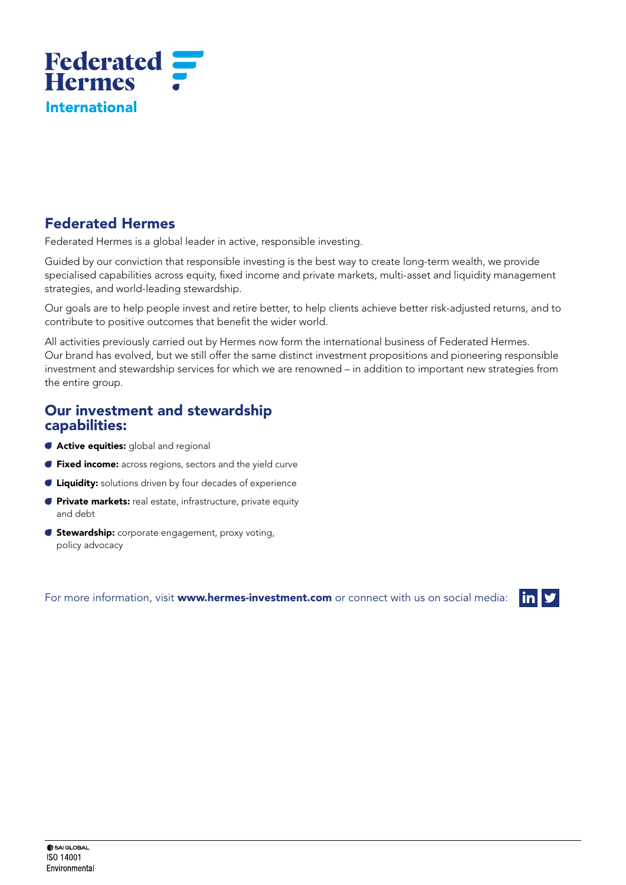Federated Hermes

International

## Federated Hermes

Federated Hermes is a global leader in active, responsible investing.

Guided by our conviction that responsible investing is the best way to create long-term wealth, we provide specialised capabilities across equity, fixed income and private markets, multi-asset and liquidity management strategies, and world-leading stewardship.

Our goals are to help people invest and retire better, to help clients achieve better risk-adjusted returns, and to contribute to positive outcomes that benefit the wider world.

All activities previously carried out by Hermes now form the international business of Federated Hermes. Our brand has evolved, but we still offer the same distinct investment propositions and pioneering responsible investment and stewardship services for which we are renowned – in addition to important new strategies from the entire group.

## Our investment and stewardship capabilities:

- **Active equities:** global and regional
- **Fixed income:** across regions, sectors and the yield curve
- **Liquidity:** solutions driven by four decades of experience
- **Private markets:** real estate, infrastructure, private equity and debt
- **Stewardship:** corporate engagement, proxy voting, policy advocacy

For more information, visit **www.hermes-investment.com** or connect with us on social media:

SAI GLOBAL
ISO 14001
Environmental